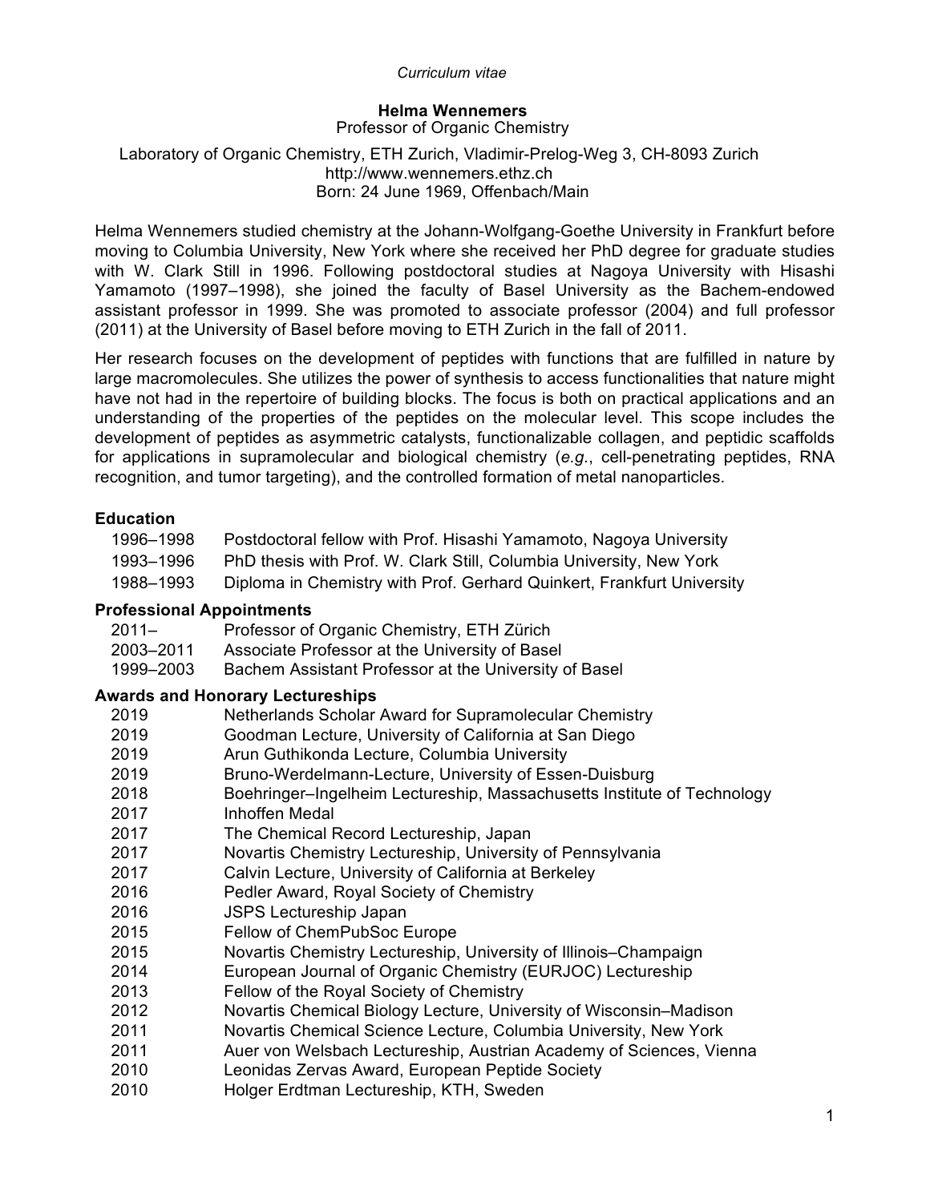*Curriculum vitae*

**Helma Wennemers**

Professor of Organic Chemistry

Laboratory of Organic Chemistry, ETH Zurich, Vladimir-Prelog-Weg 3, CH-8093 Zurich
http://www.wennemers.ethz.ch
Born: 24 June 1969, Offenbach/Main

Helma Wennemers studied chemistry at the Johann-Wolfgang-Goethe University in Frankfurt before moving to Columbia University, New York where she received her PhD degree for graduate studies with W. Clark Still in 1996. Following postdoctoral studies at Nagoya University with Hisashi Yamamoto (1997–1998), she joined the faculty of Basel University as the Bachem-endowed assistant professor in 1999. She was promoted to associate professor (2004) and full professor (2011) at the University of Basel before moving to ETH Zurich in the fall of 2011.

Her research focuses on the development of peptides with functions that are fulfilled in nature by large macromolecules. She utilizes the power of synthesis to access functionalities that nature might have not had in the repertoire of building blocks. The focus is both on practical applications and an understanding of the properties of the peptides on the molecular level. This scope includes the development of peptides as asymmetric catalysts, functionalizable collagen, and peptidic scaffolds for applications in supramolecular and biological chemistry (*e.g.*, cell-penetrating peptides, RNA recognition, and tumor targeting), and the controlled formation of metal nanoparticles.

## Education

| | |
|---|---|
| 1996–1998 | Postdoctoral fellow with Prof. Hisashi Yamamoto, Nagoya University |
| 1993–1996 | PhD thesis with Prof. W. Clark Still, Columbia University, New York |
| 1988–1993 | Diploma in Chemistry with Prof. Gerhard Quinkert, Frankfurt University |

## Professional Appointments

| | |
|---|---|
| 2011– | Professor of Organic Chemistry, ETH Zürich |
| 2003–2011 | Associate Professor at the University of Basel |
| 1999–2003 | Bachem Assistant Professor at the University of Basel |

## Awards and Honorary Lectureships

| | |
|---|---|
| 2019 | Netherlands Scholar Award for Supramolecular Chemistry |
| 2019 | Goodman Lecture, University of California at San Diego |
| 2019 | Arun Guthikonda Lecture, Columbia University |
| 2019 | Bruno-Werdelmann-Lecture, University of Essen-Duisburg |
| 2018 | Boehringer–Ingelheim Lectureship, Massachusetts Institute of Technology |
| 2017 | Inhoffen Medal |
| 2017 | The Chemical Record Lectureship, Japan |
| 2017 | Novartis Chemistry Lectureship, University of Pennsylvania |
| 2017 | Calvin Lecture, University of California at Berkeley |
| 2016 | Pedler Award, Royal Society of Chemistry |
| 2016 | JSPS Lectureship Japan |
| 2015 | Fellow of ChemPubSoc Europe |
| 2015 | Novartis Chemistry Lectureship, University of Illinois–Champaign |
| 2014 | European Journal of Organic Chemistry (EURJOC) Lectureship |
| 2013 | Fellow of the Royal Society of Chemistry |
| 2012 | Novartis Chemical Biology Lecture, University of Wisconsin–Madison |
| 2011 | Novartis Chemical Science Lecture, Columbia University, New York |
| 2011 | Auer von Welsbach Lectureship, Austrian Academy of Sciences, Vienna |
| 2010 | Leonidas Zervas Award, European Peptide Society |
| 2010 | Holger Erdtman Lectureship, KTH, Sweden |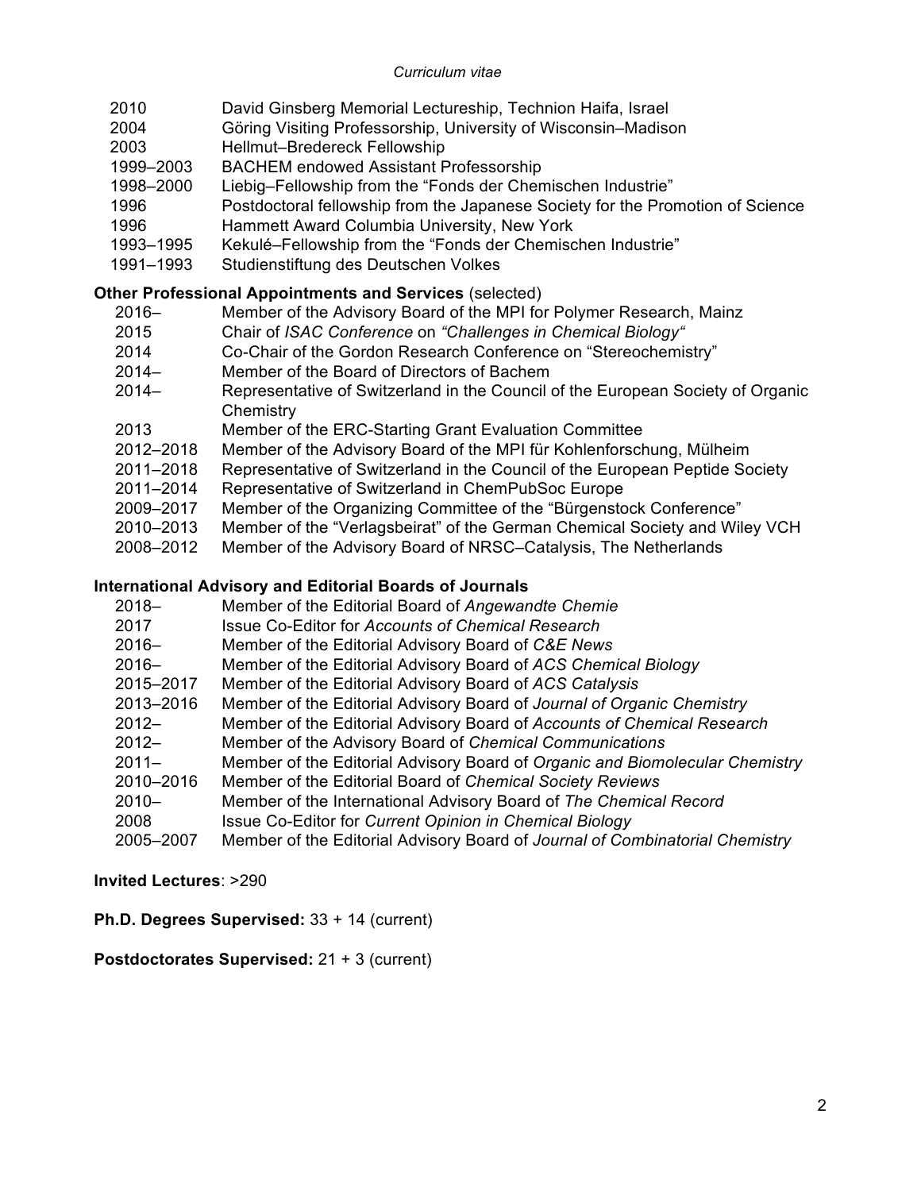| | |
|---|---|
| 2010 | David Ginsberg Memorial Lectureship, Technion Haifa, Israel |
| 2004 | Göring Visiting Professorship, University of Wisconsin–Madison |
| 2003 | Hellmut–Bredereck Fellowship |
| 1999–2003 | BACHEM endowed Assistant Professorship |
| 1998–2000 | Liebig–Fellowship from the "Fonds der Chemischen Industrie" |
| 1996 | Postdoctoral fellowship from the Japanese Society for the Promotion of Science |
| 1996 | Hammett Award Columbia University, New York |
| 1993–1995 | Kekulé–Fellowship from the "Fonds der Chemischen Industrie" |
| 1991–1993 | Studienstiftung des Deutschen Volkes |

**Other Professional Appointments and Services** (selected)

| | |
|---|---|
| 2016– | Member of the Advisory Board of the MPI for Polymer Research, Mainz |
| 2015 | Chair of *ISAC Conference* on *"Challenges in Chemical Biology"* |
| 2014 | Co-Chair of the Gordon Research Conference on "Stereochemistry" |
| 2014– | Member of the Board of Directors of Bachem |
| 2014– | Representative of Switzerland in the Council of the European Society of Organic Chemistry |
| 2013 | Member of the ERC-Starting Grant Evaluation Committee |
| 2012–2018 | Member of the Advisory Board of the MPI für Kohlenforschung, Mülheim |
| 2011–2018 | Representative of Switzerland in the Council of the European Peptide Society |
| 2011–2014 | Representative of Switzerland in ChemPubSoc Europe |
| 2009–2017 | Member of the Organizing Committee of the "Bürgenstock Conference" |
| 2010–2013 | Member of the "Verlagsbeirat" of the German Chemical Society and Wiley VCH |
| 2008–2012 | Member of the Advisory Board of NRSC–Catalysis, The Netherlands |

**International Advisory and Editorial Boards of Journals**

| | |
|---|---|
| 2018– | Member of the Editorial Board of *Angewandte Chemie* |
| 2017 | Issue Co-Editor for *Accounts of Chemical Research* |
| 2016– | Member of the Editorial Advisory Board of *C&E News* |
| 2016– | Member of the Editorial Advisory Board of *ACS Chemical Biology* |
| 2015–2017 | Member of the Editorial Advisory Board of *ACS Catalysis* |
| 2013–2016 | Member of the Editorial Advisory Board of *Journal of Organic Chemistry* |
| 2012– | Member of the Editorial Advisory Board of *Accounts of Chemical Research* |
| 2012– | Member of the Advisory Board of *Chemical Communications* |
| 2011– | Member of the Editorial Advisory Board of *Organic and Biomolecular Chemistry* |
| 2010–2016 | Member of the Editorial Board of *Chemical Society Reviews* |
| 2010– | Member of the International Advisory Board of *The Chemical Record* |
| 2008 | Issue Co-Editor for *Current Opinion in Chemical Biology* |
| 2005–2007 | Member of the Editorial Advisory Board of *Journal of Combinatorial Chemistry* |

**Invited Lectures**: >290

**Ph.D. Degrees Supervised:** 33 + 14 (current)

**Postdoctorates Supervised:** 21 + 3 (current)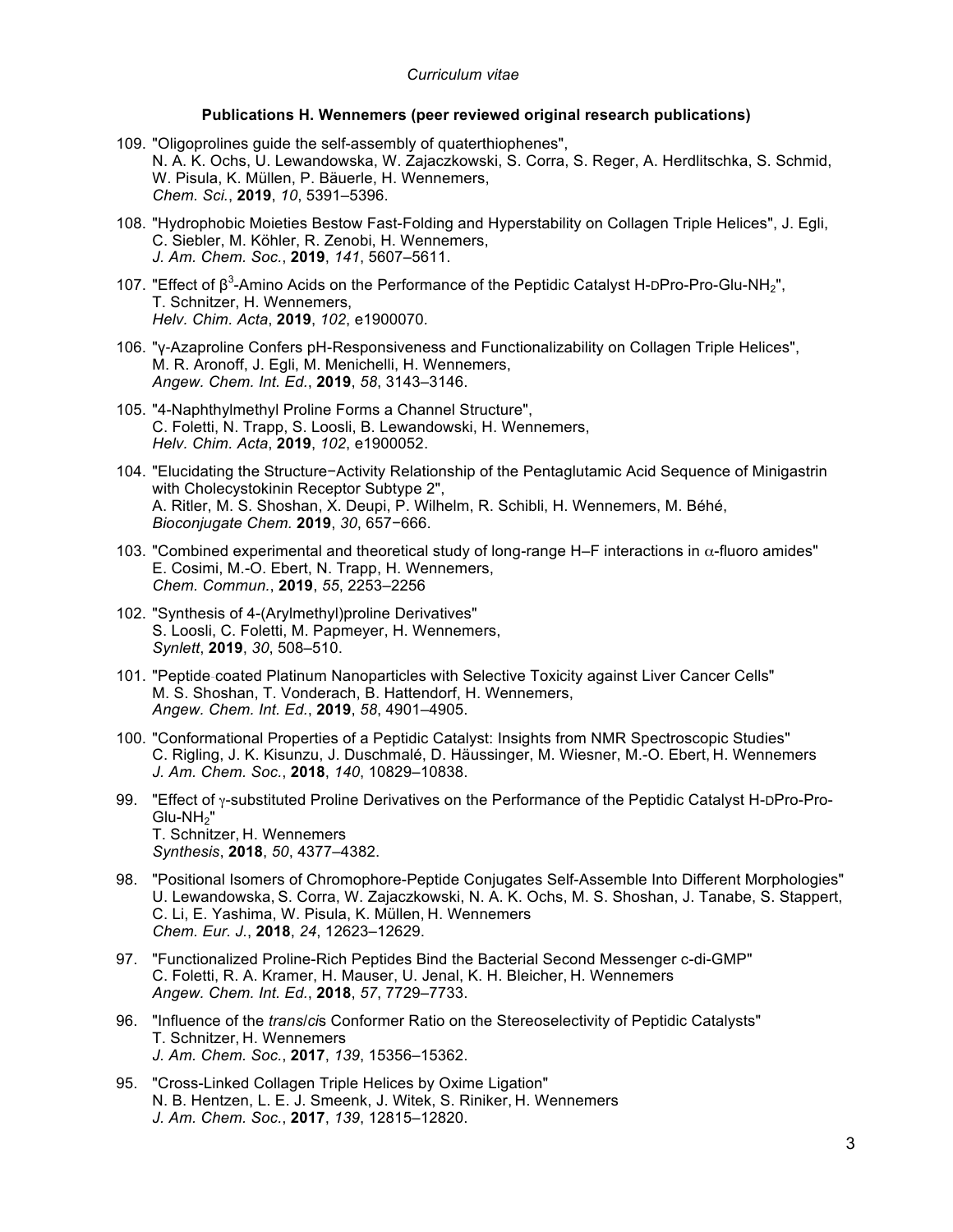**Publications H. Wennemers (peer reviewed original research publications)**

109. "Oligoprolines guide the self-assembly of quaterthiophenes",
N. A. K. Ochs, U. Lewandowska, W. Zajaczkowski, S. Corra, S. Reger, A. Herdlitschka, S. Schmid, W. Pisula, K. Müllen, P. Bäuerle, H. Wennemers,
*Chem. Sci.*, **2019**, *10*, 5391–5396.

108. "Hydrophobic Moieties Bestow Fast-Folding and Hyperstability on Collagen Triple Helices", J. Egli, C. Siebler, M. Köhler, R. Zenobi, H. Wennemers,
*J. Am. Chem. Soc.*, **2019**, *141*, 5607–5611.

107. "Effect of $\beta^3$-Amino Acids on the Performance of the Peptidic Catalyst H-DPro-Pro-Glu-$NH_2$",
T. Schnitzer, H. Wennemers,
*Helv. Chim. Acta*, **2019**, *102*, e1900070.

106. "γ-Azaproline Confers pH-Responsiveness and Functionalizability on Collagen Triple Helices",
M. R. Aronoff, J. Egli, M. Menichelli, H. Wennemers,
*Angew. Chem. Int. Ed.*, **2019**, *58*, 3143–3146.

105. "4-Naphthylmethyl Proline Forms a Channel Structure",
C. Foletti, N. Trapp, S. Loosli, B. Lewandowski, H. Wennemers,
*Helv. Chim. Acta*, **2019**, *102*, e1900052.

104. "Elucidating the Structure−Activity Relationship of the Pentaglutamic Acid Sequence of Minigastrin with Cholecystokinin Receptor Subtype 2",
A. Ritler, M. S. Shoshan, X. Deupi, P. Wilhelm, R. Schibli, H. Wennemers, M. Béhé,
*Bioconjugate Chem.* **2019**, *30*, 657−666.

103. "Combined experimental and theoretical study of long-range H–F interactions in $\alpha$-fluoro amides"
E. Cosimi, M.-O. Ebert, N. Trapp, H. Wennemers,
*Chem. Commun.*, **2019**, *55*, 2253–2256

102. "Synthesis of 4-(Arylmethyl)proline Derivatives"
S. Loosli, C. Foletti, M. Papmeyer, H. Wennemers,
*Synlett*, **2019**, *30*, 508–510.

101. "Peptide-coated Platinum Nanoparticles with Selective Toxicity against Liver Cancer Cells"
M. S. Shoshan, T. Vonderach, B. Hattendorf, H. Wennemers,
*Angew. Chem. Int. Ed.*, **2019**, *58*, 4901–4905.

100. "Conformational Properties of a Peptidic Catalyst: Insights from NMR Spectroscopic Studies"
C. Rigling, J. K. Kisunzu, J. Duschmalé, D. Häussinger, M. Wiesner, M.-O. Ebert, H. Wennemers
*J. Am. Chem. Soc.*, **2018**, *140*, 10829–10838.

99. "Effect of $\gamma$-substituted Proline Derivatives on the Performance of the Peptidic Catalyst H-DPro-Pro-Glu-$NH_2$"
T. Schnitzer, H. Wennemers
*Synthesis*, **2018**, *50*, 4377–4382.

98. "Positional Isomers of Chromophore-Peptide Conjugates Self-Assemble Into Different Morphologies"
U. Lewandowska, S. Corra, W. Zajaczkowski, N. A. K. Ochs, M. S. Shoshan, J. Tanabe, S. Stappert, C. Li, E. Yashima, W. Pisula, K. Müllen, H. Wennemers
*Chem. Eur. J.*, **2018**, *24*, 12623–12629.

97. "Functionalized Proline-Rich Peptides Bind the Bacterial Second Messenger c-di-GMP"
C. Foletti, R. A. Kramer, H. Mauser, U. Jenal, K. H. Bleicher, H. Wennemers
*Angew. Chem. Int. Ed.*, **2018**, *57*, 7729–7733.

96. "Influence of the *trans*/*cis* Conformer Ratio on the Stereoselectivity of Peptidic Catalysts"
T. Schnitzer, H. Wennemers
*J. Am. Chem. Soc.*, **2017**, *139*, 15356–15362.

95. "Cross-Linked Collagen Triple Helices by Oxime Ligation"
N. B. Hentzen, L. E. J. Smeenk, J. Witek, S. Riniker, H. Wennemers
*J. Am. Chem. Soc.*, **2017**, *139*, 12815–12820.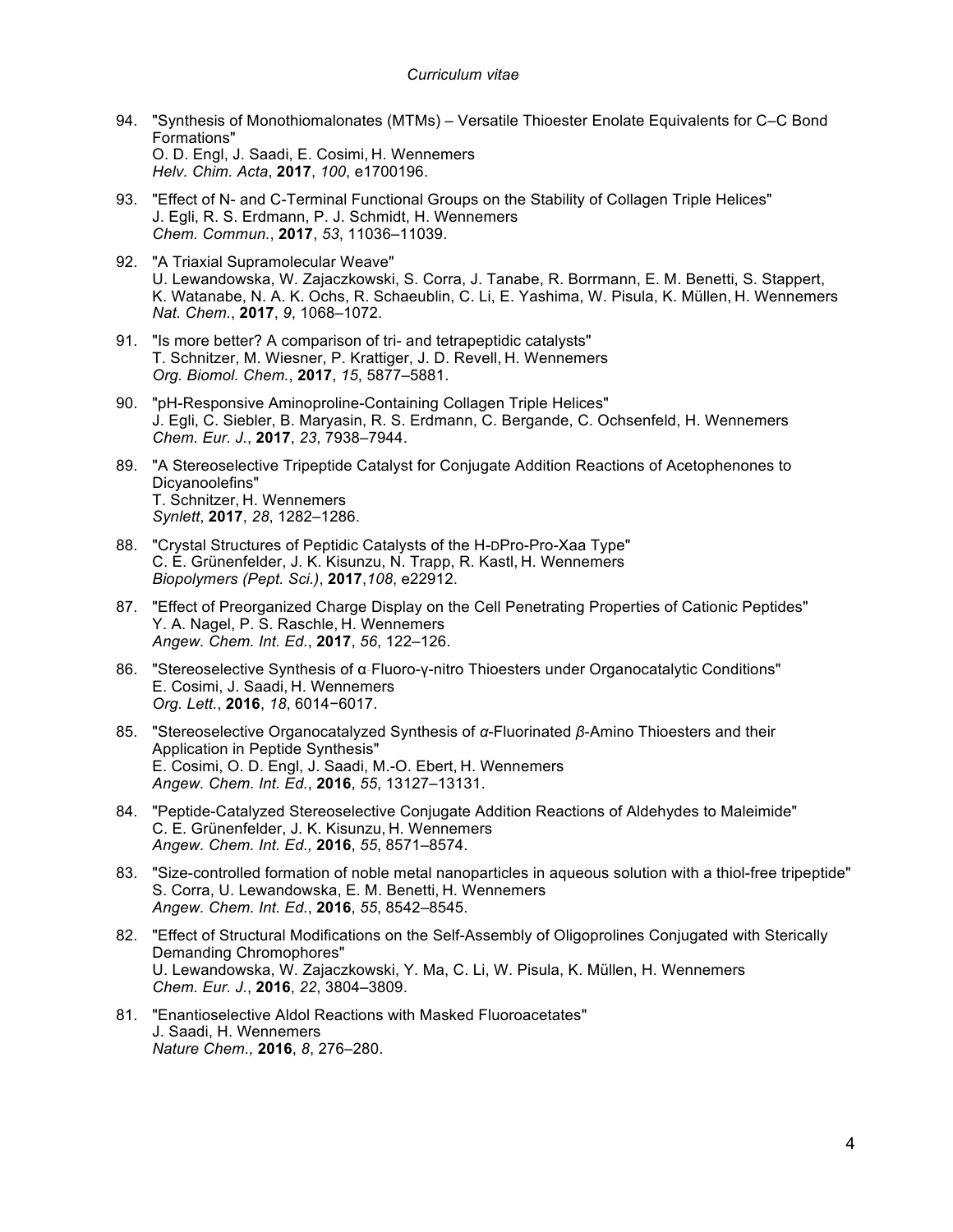94. "Synthesis of Monothiomalonates (MTMs) – Versatile Thioester Enolate Equivalents for C–C Bond Formations"
O. D. Engl, J. Saadi, E. Cosimi, H. Wennemers
*Helv. Chim. Acta*, **2017**, *100*, e1700196.

93. "Effect of N- and C-Terminal Functional Groups on the Stability of Collagen Triple Helices"
J. Egli, R. S. Erdmann, P. J. Schmidt, H. Wennemers
*Chem. Commun.*, **2017**, *53*, 11036–11039.

92. "A Triaxial Supramolecular Weave"
U. Lewandowska, W. Zajaczkowski, S. Corra, J. Tanabe, R. Borrmann, E. M. Benetti, S. Stappert, K. Watanabe, N. A. K. Ochs, R. Schaeublin, C. Li, E. Yashima, W. Pisula, K. Müllen, H. Wennemers
*Nat. Chem.*, **2017**, *9*, 1068–1072.

91. "Is more better? A comparison of tri- and tetrapeptidic catalysts"
T. Schnitzer, M. Wiesner, P. Krattiger, J. D. Revell, H. Wennemers
*Org. Biomol. Chem.*, **2017**, *15*, 5877–5881.

90. "pH-Responsive Aminoproline-Containing Collagen Triple Helices"
J. Egli, C. Siebler, B. Maryasin, R. S. Erdmann, C. Bergande, C. Ochsenfeld, H. Wennemers
*Chem. Eur. J.*, **2017**, *23*, 7938–7944.

89. "A Stereoselective Tripeptide Catalyst for Conjugate Addition Reactions of Acetophenones to Dicyanoolefins"
T. Schnitzer, H. Wennemers
*Synlett*, **2017**, *28*, 1282–1286.

88. "Crystal Structures of Peptidic Catalysts of the H-DPro-Pro-Xaa Type"
C. E. Grünenfelder, J. K. Kisunzu, N. Trapp, R. Kastl, H. Wennemers
*Biopolymers (Pept. Sci.)*, **2017**,*108*, e22912.

87. "Effect of Preorganized Charge Display on the Cell Penetrating Properties of Cationic Peptides"
Y. A. Nagel, P. S. Raschle, H. Wennemers
*Angew. Chem. Int. Ed.*, **2017**, *56*, 122–126.

86. "Stereoselective Synthesis of α-Fluoro-γ-nitro Thioesters under Organocatalytic Conditions"
E. Cosimi, J. Saadi, H. Wennemers
*Org. Lett.*, **2016**, *18*, 6014−6017.

85. "Stereoselective Organocatalyzed Synthesis of *α*-Fluorinated *β*-Amino Thioesters and their Application in Peptide Synthesis"
E. Cosimi, O. D. Engl, J. Saadi, M.-O. Ebert, H. Wennemers
*Angew. Chem. Int. Ed.*, **2016**, *55*, 13127–13131.

84. "Peptide-Catalyzed Stereoselective Conjugate Addition Reactions of Aldehydes to Maleimide"
C. E. Grünenfelder, J. K. Kisunzu, H. Wennemers
*Angew. Chem. Int. Ed.,* **2016**, *55*, 8571–8574.

83. "Size-controlled formation of noble metal nanoparticles in aqueous solution with a thiol-free tripeptide"
S. Corra, U. Lewandowska, E. M. Benetti, H. Wennemers
*Angew. Chem. Int. Ed.*, **2016**, *55*, 8542–8545.

82. "Effect of Structural Modifications on the Self-Assembly of Oligoprolines Conjugated with Sterically Demanding Chromophores"
U. Lewandowska, W. Zajaczkowski, Y. Ma, C. Li, W. Pisula, K. Müllen, H. Wennemers
*Chem. Eur. J.*, **2016**, *22*, 3804–3809.

81. "Enantioselective Aldol Reactions with Masked Fluoroacetates"
J. Saadi, H. Wennemers
*Nature Chem.,* **2016**, *8*, 276–280.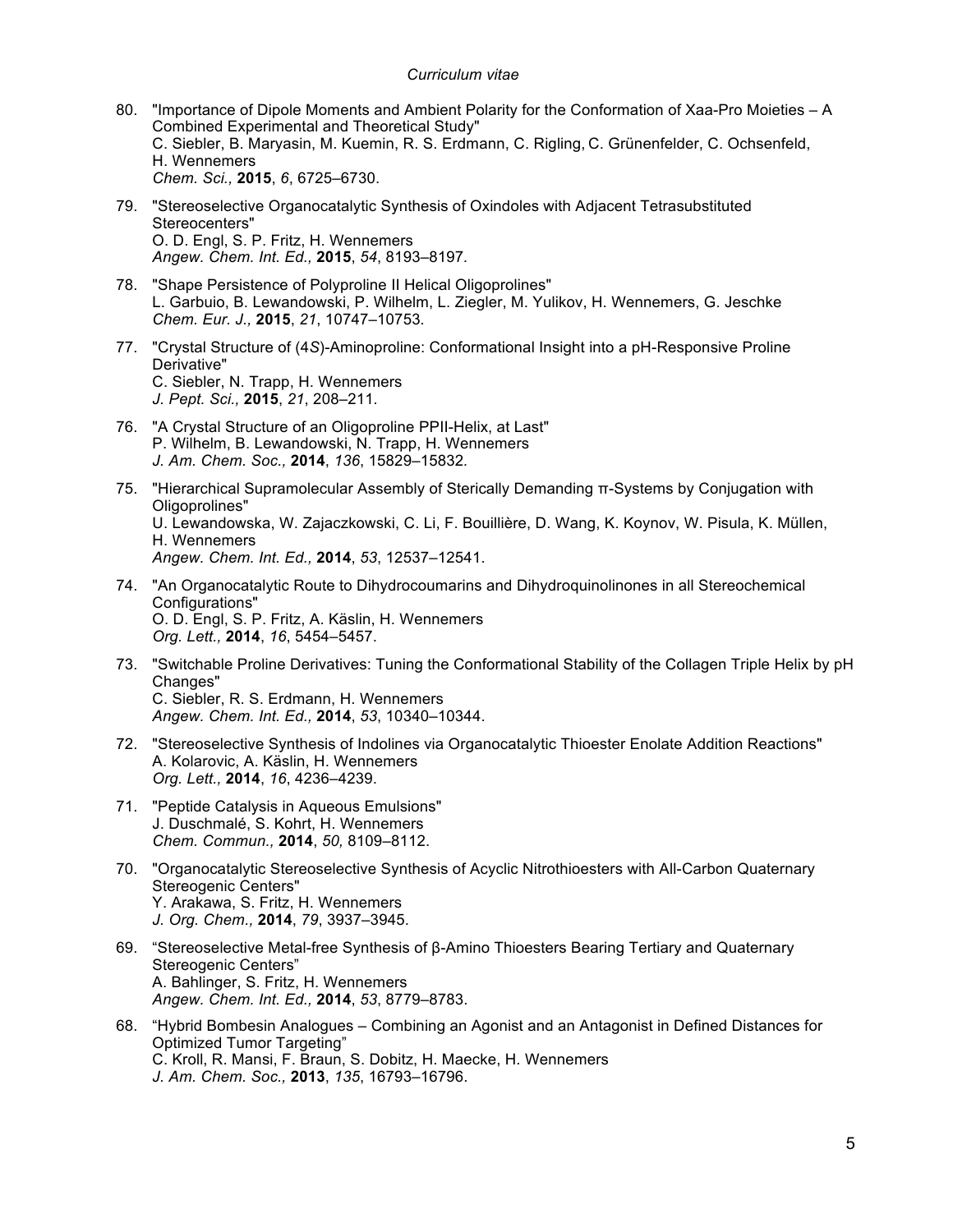80. "Importance of Dipole Moments and Ambient Polarity for the Conformation of Xaa-Pro Moieties – A Combined Experimental and Theoretical Study"
    C. Siebler, B. Maryasin, M. Kuemin, R. S. Erdmann, C. Rigling, C. Grünenfelder, C. Ochsenfeld, H. Wennemers
    *Chem. Sci.,* **2015**, *6*, 6725–6730.

79. "Stereoselective Organocatalytic Synthesis of Oxindoles with Adjacent Tetrasubstituted Stereocenters"
    O. D. Engl, S. P. Fritz, H. Wennemers
    *Angew. Chem. Int. Ed.,* **2015**, *54*, 8193–8197.

78. "Shape Persistence of Polyproline II Helical Oligoprolines"
    L. Garbuio, B. Lewandowski, P. Wilhelm, L. Ziegler, M. Yulikov, H. Wennemers, G. Jeschke
    *Chem. Eur. J.,* **2015**, *21*, 10747–10753.

77. "Crystal Structure of (4*S*)-Aminoproline: Conformational Insight into a pH-Responsive Proline Derivative"
    C. Siebler, N. Trapp, H. Wennemers
    *J. Pept. Sci.,* **2015**, *21*, 208–211.

76. "A Crystal Structure of an Oligoproline PPII-Helix, at Last"
    P. Wilhelm, B. Lewandowski, N. Trapp, H. Wennemers
    *J. Am. Chem. Soc.,* **2014**, *136*, 15829–15832.

75. "Hierarchical Supramolecular Assembly of Sterically Demanding π-Systems by Conjugation with Oligoprolines"
    U. Lewandowska, W. Zajaczkowski, C. Li, F. Bouillière, D. Wang, K. Koynov, W. Pisula, K. Müllen, H. Wennemers
    *Angew. Chem. Int. Ed.,* **2014**, *53*, 12537–12541.

74. "An Organocatalytic Route to Dihydrocoumarins and Dihydroquinolinones in all Stereochemical Configurations"
    O. D. Engl, S. P. Fritz, A. Käslin, H. Wennemers
    *Org. Lett.,* **2014**, *16*, 5454–5457.

73. "Switchable Proline Derivatives: Tuning the Conformational Stability of the Collagen Triple Helix by pH Changes"
    C. Siebler, R. S. Erdmann, H. Wennemers
    *Angew. Chem. Int. Ed.,* **2014**, *53*, 10340–10344.

72. "Stereoselective Synthesis of Indolines via Organocatalytic Thioester Enolate Addition Reactions"
    A. Kolarovic, A. Käslin, H. Wennemers
    *Org. Lett.,* **2014**, *16*, 4236–4239.

71. "Peptide Catalysis in Aqueous Emulsions"
    J. Duschmalé, S. Kohrt, H. Wennemers
    *Chem. Commun.,* **2014**, *50,* 8109–8112.

70. "Organocatalytic Stereoselective Synthesis of Acyclic Nitrothioesters with All-Carbon Quaternary Stereogenic Centers"
    Y. Arakawa, S. Fritz, H. Wennemers
    *J. Org. Chem.,* **2014**, *79*, 3937–3945.

69. "Stereoselective Metal-free Synthesis of β-Amino Thioesters Bearing Tertiary and Quaternary Stereogenic Centers"
    A. Bahlinger, S. Fritz, H. Wennemers
    *Angew. Chem. Int. Ed.,* **2014**, *53*, 8779–8783.

68. "Hybrid Bombesin Analogues – Combining an Agonist and an Antagonist in Defined Distances for Optimized Tumor Targeting"
    C. Kroll, R. Mansi, F. Braun, S. Dobitz, H. Maecke, H. Wennemers
    *J. Am. Chem. Soc.,* **2013**, *135*, 16793–16796.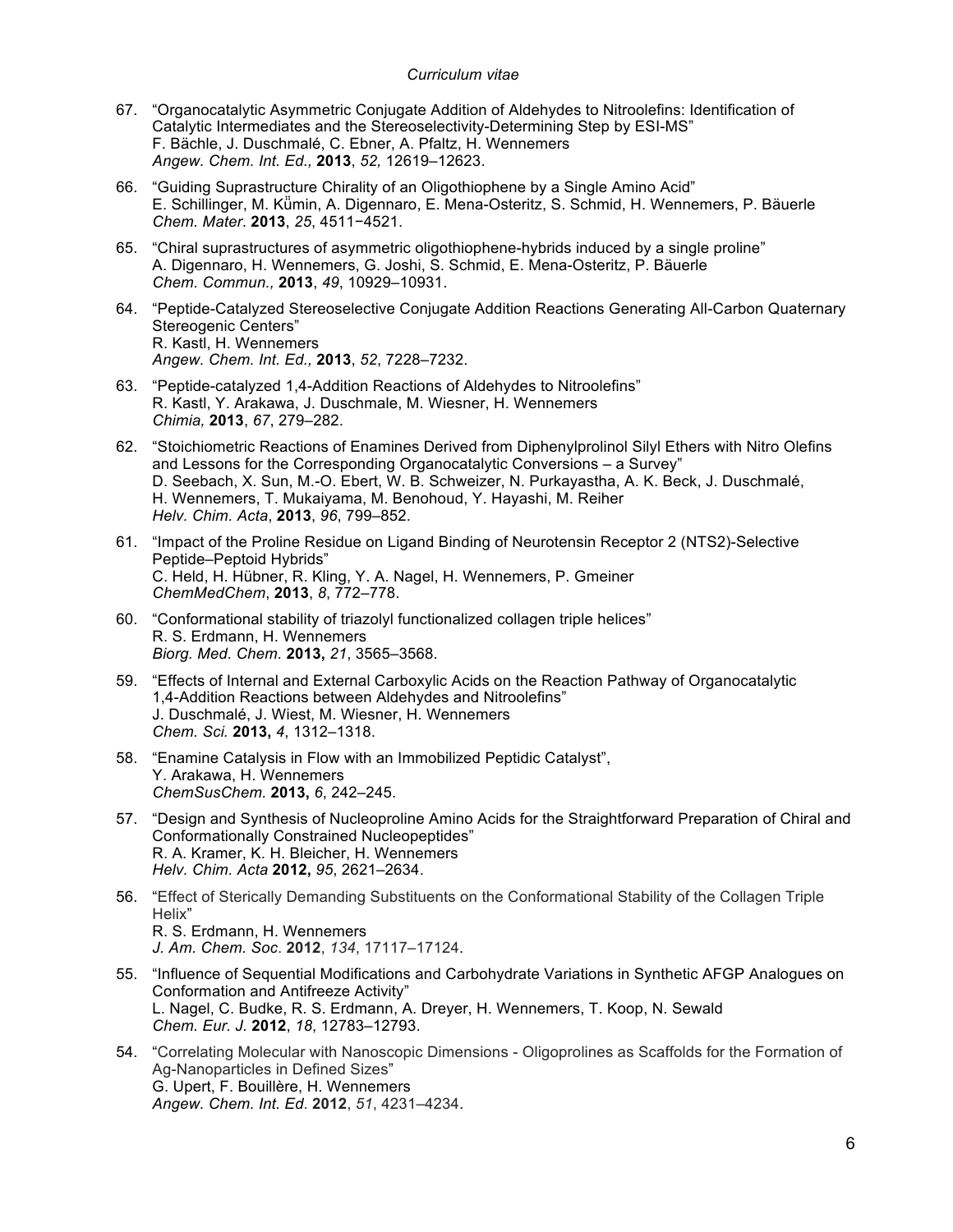67. "Organocatalytic Asymmetric Conjugate Addition of Aldehydes to Nitroolefins: Identification of Catalytic Intermediates and the Stereoselectivity-Determining Step by ESI-MS"
    F. Bächle, J. Duschmalé, C. Ebner, A. Pfaltz, H. Wennemers
    *Angew. Chem. Int. Ed.,* **2013**, *52,* 12619–12623.

66. "Guiding Suprastructure Chirality of an Oligothiophene by a Single Amino Acid"
    E. Schillinger, M. Kümin, A. Digennaro, E. Mena-Osteritz, S. Schmid, H. Wennemers, P. Bäuerle
    *Chem. Mater*. **2013**, *25*, 4511−4521.

65. "Chiral suprastructures of asymmetric oligothiophene-hybrids induced by a single proline"
    A. Digennaro, H. Wennemers, G. Joshi, S. Schmid, E. Mena-Osteritz, P. Bäuerle
    *Chem. Commun.,* **2013**, *49*, 10929–10931.

64. "Peptide-Catalyzed Stereoselective Conjugate Addition Reactions Generating All-Carbon Quaternary Stereogenic Centers"
    R. Kastl, H. Wennemers
    *Angew. Chem. Int. Ed.,* **2013**, *52*, 7228–7232.

63. "Peptide-catalyzed 1,4-Addition Reactions of Aldehydes to Nitroolefins"
    R. Kastl, Y. Arakawa, J. Duschmale, M. Wiesner, H. Wennemers
    *Chimia,* **2013**, *67*, 279–282.

62. "Stoichiometric Reactions of Enamines Derived from Diphenylprolinol Silyl Ethers with Nitro Olefins and Lessons for the Corresponding Organocatalytic Conversions – a Survey"
    D. Seebach, X. Sun, M.-O. Ebert, W. B. Schweizer, N. Purkayastha, A. K. Beck, J. Duschmalé, H. Wennemers, T. Mukaiyama, M. Benohoud, Y. Hayashi, M. Reiher
    *Helv. Chim. Acta*, **2013**, *96*, 799–852.

61. "Impact of the Proline Residue on Ligand Binding of Neurotensin Receptor 2 (NTS2)-Selective Peptide–Peptoid Hybrids"
    C. Held, H. Hübner, R. Kling, Y. A. Nagel, H. Wennemers, P. Gmeiner
    *ChemMedChem*, **2013**, *8*, 772–778.

60. "Conformational stability of triazolyl functionalized collagen triple helices"
    R. S. Erdmann, H. Wennemers
    *Biorg. Med. Chem.* **2013,** *21*, 3565–3568.

59. "Effects of Internal and External Carboxylic Acids on the Reaction Pathway of Organocatalytic 1,4-Addition Reactions between Aldehydes and Nitroolefins"
    J. Duschmalé, J. Wiest, M. Wiesner, H. Wennemers
    *Chem. Sci.* **2013,** *4*, 1312–1318.

58. "Enamine Catalysis in Flow with an Immobilized Peptidic Catalyst",
    Y. Arakawa, H. Wennemers
    *ChemSusChem.* **2013,** *6*, 242–245.

57. "Design and Synthesis of Nucleoproline Amino Acids for the Straightforward Preparation of Chiral and Conformationally Constrained Nucleopeptides"
    R. A. Kramer, K. H. Bleicher, H. Wennemers
    *Helv. Chim. Acta* **2012,** *95*, 2621–2634.

56. "Effect of Sterically Demanding Substituents on the Conformational Stability of the Collagen Triple Helix"
    R. S. Erdmann, H. Wennemers
    *J. Am. Chem. Soc.* **2012**, *134*, 17117–17124.

55. "Influence of Sequential Modifications and Carbohydrate Variations in Synthetic AFGP Analogues on Conformation and Antifreeze Activity"
    L. Nagel, C. Budke, R. S. Erdmann, A. Dreyer, H. Wennemers, T. Koop, N. Sewald
    *Chem. Eur. J.* **2012**, *18*, 12783–12793.

54. "Correlating Molecular with Nanoscopic Dimensions - Oligoprolines as Scaffolds for the Formation of Ag-Nanoparticles in Defined Sizes"
    G. Upert, F. Bouillère, H. Wennemers
    *Angew. Chem. Int. Ed*. **2012**, *51*, 4231–4234.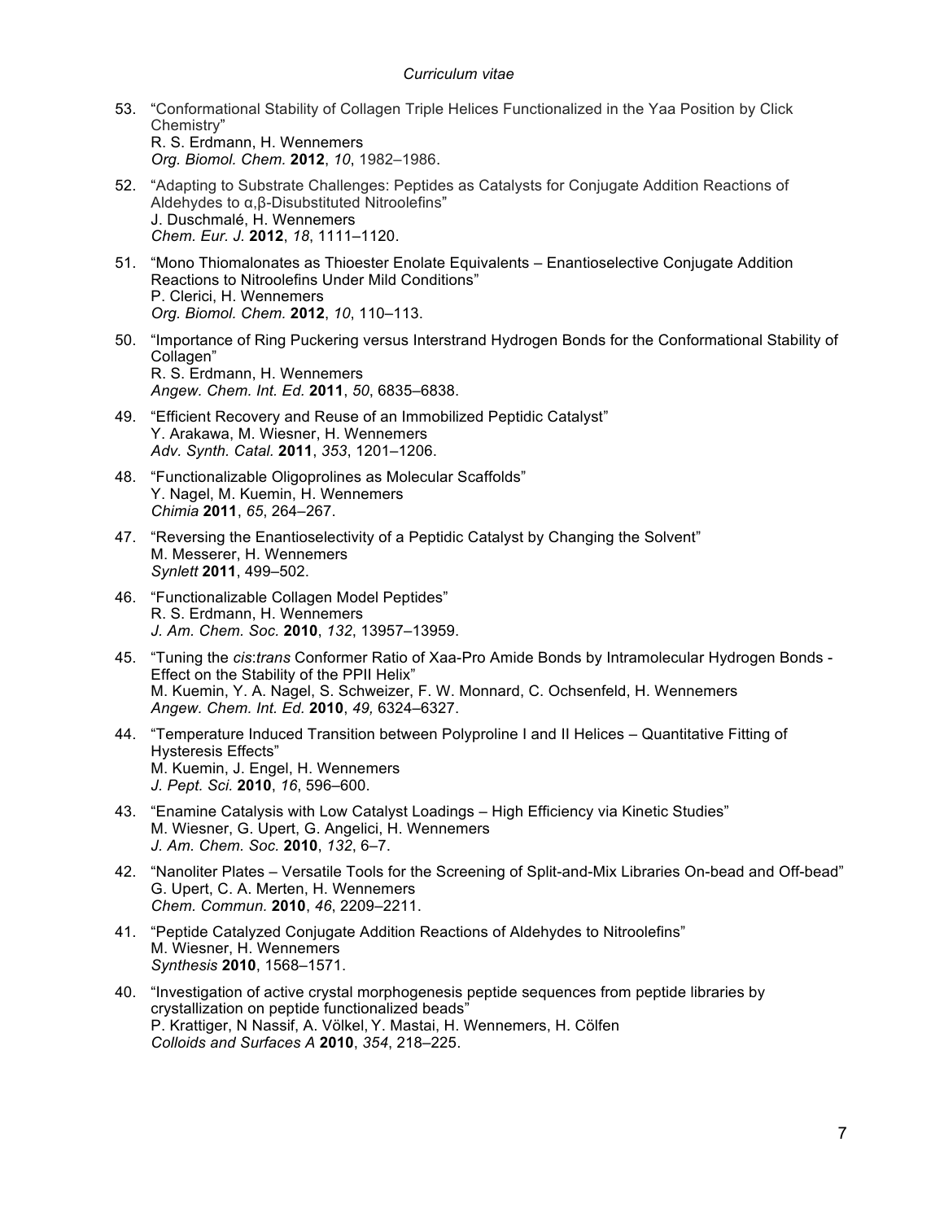53. "Conformational Stability of Collagen Triple Helices Functionalized in the Yaa Position by Click Chemistry"
R. S. Erdmann, H. Wennemers
*Org. Biomol. Chem.* **2012**, *10*, 1982–1986.

52. "Adapting to Substrate Challenges: Peptides as Catalysts for Conjugate Addition Reactions of Aldehydes to α,β-Disubstituted Nitroolefins"
J. Duschmalé, H. Wennemers
*Chem. Eur. J.* **2012**, *18*, 1111–1120.

51. "Mono Thiomalonates as Thioester Enolate Equivalents – Enantioselective Conjugate Addition Reactions to Nitroolefins Under Mild Conditions"
P. Clerici, H. Wennemers
*Org. Biomol. Chem.* **2012**, *10*, 110–113.

50. "Importance of Ring Puckering versus Interstrand Hydrogen Bonds for the Conformational Stability of Collagen"
R. S. Erdmann, H. Wennemers
*Angew. Chem. Int. Ed.* **2011**, *50*, 6835–6838.

49. "Efficient Recovery and Reuse of an Immobilized Peptidic Catalyst"
Y. Arakawa, M. Wiesner, H. Wennemers
*Adv. Synth. Catal.* **2011**, *353*, 1201–1206.

48. "Functionalizable Oligoprolines as Molecular Scaffolds"
Y. Nagel, M. Kuemin, H. Wennemers
*Chimia* **2011**, *65*, 264–267.

47. "Reversing the Enantioselectivity of a Peptidic Catalyst by Changing the Solvent"
M. Messerer, H. Wennemers
*Synlett* **2011**, 499–502.

46. "Functionalizable Collagen Model Peptides"
R. S. Erdmann, H. Wennemers
*J. Am. Chem. Soc.* **2010**, *132*, 13957–13959.

45. "Tuning the *cis*:*trans* Conformer Ratio of Xaa-Pro Amide Bonds by Intramolecular Hydrogen Bonds - Effect on the Stability of the PPII Helix"
M. Kuemin, Y. A. Nagel, S. Schweizer, F. W. Monnard, C. Ochsenfeld, H. Wennemers
*Angew. Chem. Int. Ed.* **2010**, *49,* 6324–6327.

44. "Temperature Induced Transition between Polyproline I and II Helices – Quantitative Fitting of Hysteresis Effects"
M. Kuemin, J. Engel, H. Wennemers
*J. Pept. Sci.* **2010**, *16*, 596–600.

43. "Enamine Catalysis with Low Catalyst Loadings – High Efficiency via Kinetic Studies"
M. Wiesner, G. Upert, G. Angelici, H. Wennemers
*J. Am. Chem. Soc.* **2010**, *132*, 6–7.

42. "Nanoliter Plates – Versatile Tools for the Screening of Split-and-Mix Libraries On-bead and Off-bead"
G. Upert, C. A. Merten, H. Wennemers
*Chem. Commun.* **2010**, *46*, 2209–2211.

41. "Peptide Catalyzed Conjugate Addition Reactions of Aldehydes to Nitroolefins"
M. Wiesner, H. Wennemers
*Synthesis* **2010**, 1568–1571.

40. "Investigation of active crystal morphogenesis peptide sequences from peptide libraries by crystallization on peptide functionalized beads"
P. Krattiger, N Nassif, A. Völkel, Y. Mastai, H. Wennemers, H. Cölfen
*Colloids and Surfaces A* **2010**, *354*, 218–225.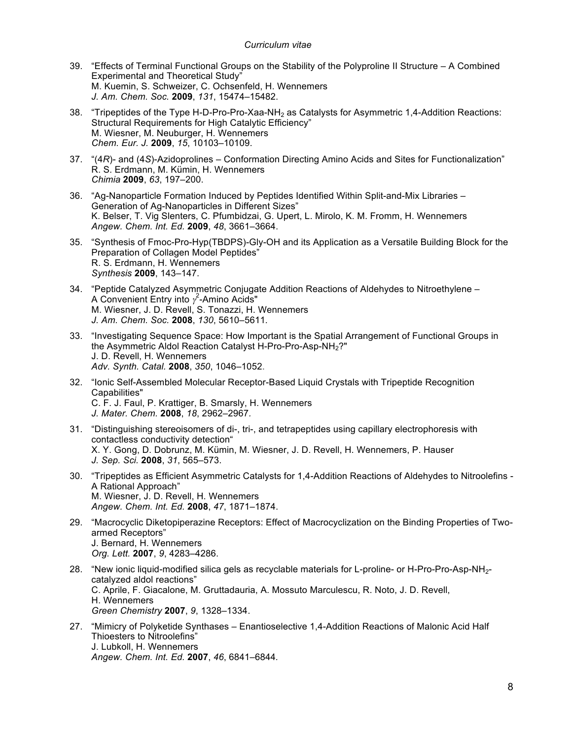39. "Effects of Terminal Functional Groups on the Stability of the Polyproline II Structure – A Combined Experimental and Theoretical Study"
    M. Kuemin, S. Schweizer, C. Ochsenfeld, H. Wennemers
    *J. Am. Chem. Soc.* **2009**, *131*, 15474–15482.

38. "Tripeptides of the Type H-D-Pro-Pro-Xaa-$NH_2$ as Catalysts for Asymmetric 1,4-Addition Reactions: Structural Requirements for High Catalytic Efficiency"
    M. Wiesner, M. Neuburger, H. Wennemers
    *Chem. Eur. J.* **2009**, *15*, 10103–10109.

37. "(4*R*)- and (4*S*)-Azidoprolines – Conformation Directing Amino Acids and Sites for Functionalization"
    R. S. Erdmann, M. Kümin, H. Wennemers
    *Chimia* **2009**, *63*, 197–200.

36. "Ag-Nanoparticle Formation Induced by Peptides Identified Within Split-and-Mix Libraries – Generation of Ag-Nanoparticles in Different Sizes"
    K. Belser, T. Vig Slenters, C. Pfumbidzai, G. Upert, L. Mirolo, K. M. Fromm, H. Wennemers
    *Angew. Chem. Int. Ed.* **2009**, *48*, 3661–3664.

35. "Synthesis of Fmoc-Pro-Hyp(TBDPS)-Gly-OH and its Application as a Versatile Building Block for the Preparation of Collagen Model Peptides"
    R. S. Erdmann, H. Wennemers
    *Synthesis* **2009**, 143–147.

34. "Peptide Catalyzed Asymmetric Conjugate Addition Reactions of Aldehydes to Nitroethylene – A Convenient Entry into $\gamma^2$-Amino Acids"
    M. Wiesner, J. D. Revell, S. Tonazzi, H. Wennemers
    *J. Am. Chem. Soc.* **2008**, *130*, 5610–5611.

33. "Investigating Sequence Space: How Important is the Spatial Arrangement of Functional Groups in the Asymmetric Aldol Reaction Catalyst H-Pro-Pro-Asp-$NH_2$?"
    J. D. Revell, H. Wennemers
    *Adv. Synth. Catal.* **2008**, *350*, 1046–1052.

32. "Ionic Self-Assembled Molecular Receptor-Based Liquid Crystals with Tripeptide Recognition Capabilities"
    C. F. J. Faul, P. Krattiger, B. Smarsly, H. Wennemers
    *J. Mater. Chem.* **2008**, *18*, 2962–2967.

31. "Distinguishing stereoisomers of di-, tri-, and tetrapeptides using capillary electrophoresis with contactless conductivity detection"
    X. Y. Gong, D. Dobrunz, M. Kümin, M. Wiesner, J. D. Revell, H. Wennemers, P. Hauser
    *J. Sep. Sci.* **2008**, *31*, 565–573.

30. "Tripeptides as Efficient Asymmetric Catalysts for 1,4-Addition Reactions of Aldehydes to Nitroolefins - A Rational Approach"
    M. Wiesner, J. D. Revell, H. Wennemers
    *Angew. Chem. Int. Ed.* **2008**, *47*, 1871–1874.

29. "Macrocyclic Diketopiperazine Receptors: Effect of Macrocyclization on the Binding Properties of Two-armed Receptors"
    J. Bernard, H. Wennemers
    *Org. Lett.* **2007**, *9*, 4283–4286.

28. "New ionic liquid-modified silica gels as recyclable materials for L-proline- or H-Pro-Pro-Asp-$NH_2$-catalyzed aldol reactions"
    C. Aprile, F. Giacalone, M. Gruttadauria, A. Mossuto Marculescu, R. Noto, J. D. Revell, H. Wennemers
    *Green Chemistry* **2007**, *9*, 1328–1334.

27. "Mimicry of Polyketide Synthases – Enantioselective 1,4-Addition Reactions of Malonic Acid Half Thioesters to Nitroolefins"
    J. Lubkoll, H. Wennemers
    *Angew. Chem. Int. Ed.* **2007**, *46*, 6841–6844.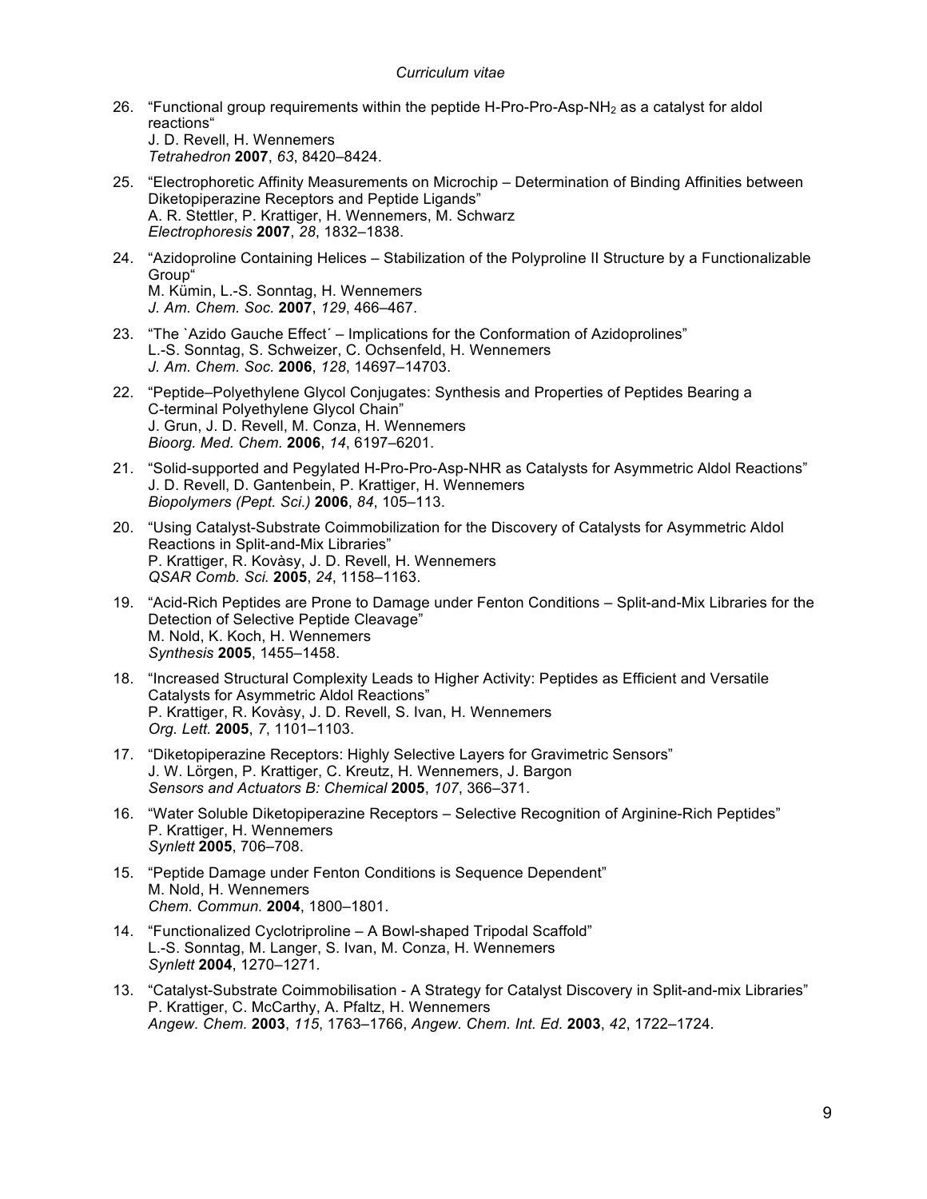26. "Functional group requirements within the peptide H-Pro-Pro-Asp-$NH_2$ as a catalyst for aldol reactions"
    J. D. Revell, H. Wennemers
    *Tetrahedron* **2007**, *63*, 8420–8424.

25. "Electrophoretic Affinity Measurements on Microchip – Determination of Binding Affinities between Diketopiperazine Receptors and Peptide Ligands"
    A. R. Stettler, P. Krattiger, H. Wennemers, M. Schwarz
    *Electrophoresis* **2007**, *28*, 1832–1838.

24. "Azidoproline Containing Helices – Stabilization of the Polyproline II Structure by a Functionalizable Group"
    M. Kümin, L.-S. Sonntag, H. Wennemers
    *J. Am. Chem. Soc.* **2007**, *129*, 466–467.

23. "The `Azido Gauche Effect´ – Implications for the Conformation of Azidoprolines"
    L.-S. Sonntag, S. Schweizer, C. Ochsenfeld, H. Wennemers
    *J. Am. Chem. Soc.* **2006**, *128*, 14697–14703.

22. "Peptide–Polyethylene Glycol Conjugates: Synthesis and Properties of Peptides Bearing a C-terminal Polyethylene Glycol Chain"
    J. Grun, J. D. Revell, M. Conza, H. Wennemers
    *Bioorg. Med. Chem.* **2006**, *14*, 6197–6201.

21. "Solid-supported and Pegylated H-Pro-Pro-Asp-NHR as Catalysts for Asymmetric Aldol Reactions"
    J. D. Revell, D. Gantenbein, P. Krattiger, H. Wennemers
    *Biopolymers (Pept. Sci.)* **2006**, *84*, 105–113.

20. "Using Catalyst-Substrate Coimmobilization for the Discovery of Catalysts for Asymmetric Aldol Reactions in Split-and-Mix Libraries"
    P. Krattiger, R. Kovàsy, J. D. Revell, H. Wennemers
    *QSAR Comb. Sci.* **2005**, *24*, 1158–1163.

19. "Acid-Rich Peptides are Prone to Damage under Fenton Conditions – Split-and-Mix Libraries for the Detection of Selective Peptide Cleavage"
    M. Nold, K. Koch, H. Wennemers
    *Synthesis* **2005**, 1455–1458.

18. "Increased Structural Complexity Leads to Higher Activity: Peptides as Efficient and Versatile Catalysts for Asymmetric Aldol Reactions"
    P. Krattiger, R. Kovàsy, J. D. Revell, S. Ivan, H. Wennemers
    *Org. Lett.* **2005**, *7*, 1101–1103.

17. "Diketopiperazine Receptors: Highly Selective Layers for Gravimetric Sensors"
    J. W. Lörgen, P. Krattiger, C. Kreutz, H. Wennemers, J. Bargon
    *Sensors and Actuators B: Chemical* **2005**, *107*, 366–371.

16. "Water Soluble Diketopiperazine Receptors – Selective Recognition of Arginine-Rich Peptides"
    P. Krattiger, H. Wennemers
    *Synlett* **2005**, 706–708.

15. "Peptide Damage under Fenton Conditions is Sequence Dependent"
    M. Nold, H. Wennemers
    *Chem. Commun.* **2004**, 1800–1801.

14. "Functionalized Cyclotriproline – A Bowl-shaped Tripodal Scaffold"
    L.-S. Sonntag, M. Langer, S. Ivan, M. Conza, H. Wennemers
    *Synlett* **2004**, 1270–1271.

13. "Catalyst-Substrate Coimmobilisation - A Strategy for Catalyst Discovery in Split-and-mix Libraries"
    P. Krattiger, C. McCarthy, A. Pfaltz, H. Wennemers
    *Angew. Chem.* **2003**, *115*, 1763–1766, *Angew. Chem. Int. Ed.* **2003**, *42*, 1722–1724.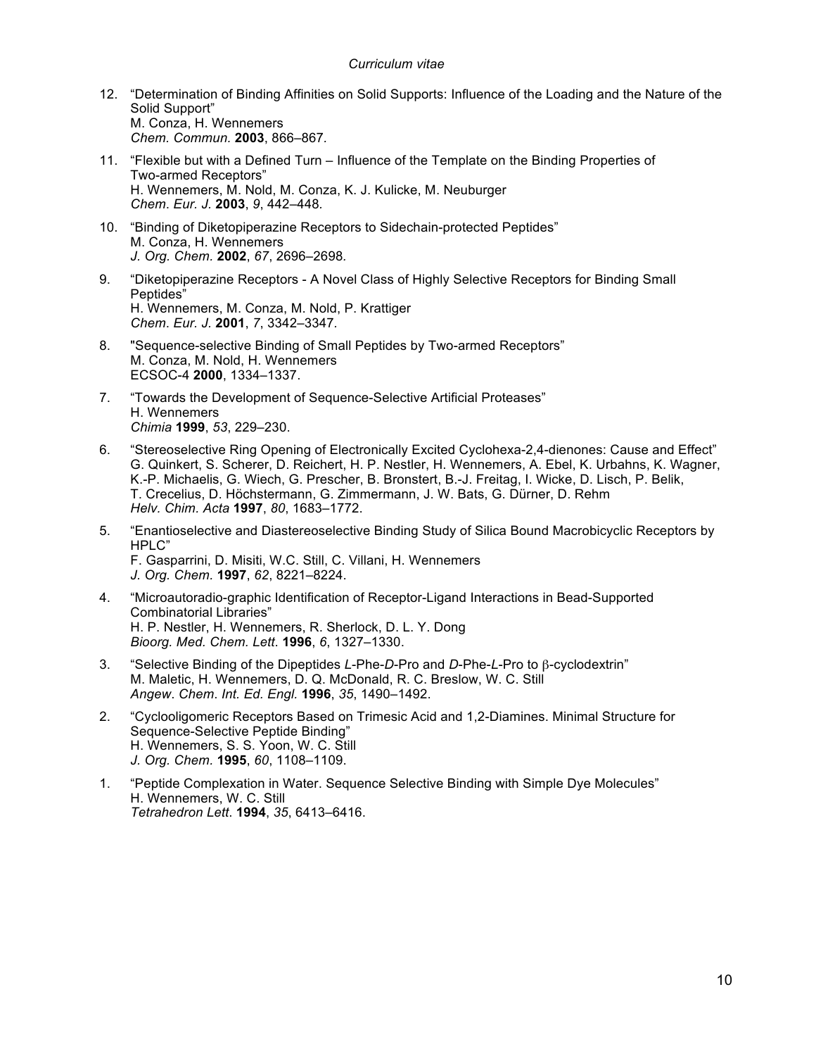12. "Determination of Binding Affinities on Solid Supports: Influence of the Loading and the Nature of the Solid Support"
    M. Conza, H. Wennemers
    *Chem. Commun.* **2003**, 866–867.

11. "Flexible but with a Defined Turn – Influence of the Template on the Binding Properties of Two-armed Receptors"
    H. Wennemers, M. Nold, M. Conza, K. J. Kulicke, M. Neuburger
    *Chem. Eur. J.* **2003**, *9*, 442–448.

10. "Binding of Diketopiperazine Receptors to Sidechain-protected Peptides"
    M. Conza, H. Wennemers
    *J. Org. Chem.* **2002**, *67*, 2696–2698.

9. "Diketopiperazine Receptors - A Novel Class of Highly Selective Receptors for Binding Small Peptides"
    H. Wennemers, M. Conza, M. Nold, P. Krattiger
    *Chem. Eur. J.* **2001**, *7*, 3342–3347.

8. "Sequence-selective Binding of Small Peptides by Two-armed Receptors"
    M. Conza, M. Nold, H. Wennemers
    ECSOC-4 **2000**, 1334–1337.

7. "Towards the Development of Sequence-Selective Artificial Proteases"
    H. Wennemers
    *Chimia* **1999**, *53*, 229–230.

6. "Stereoselective Ring Opening of Electronically Excited Cyclohexa-2,4-dienones: Cause and Effect"
    G. Quinkert, S. Scherer, D. Reichert, H. P. Nestler, H. Wennemers, A. Ebel, K. Urbahns, K. Wagner, K.-P. Michaelis, G. Wiech, G. Prescher, B. Bronstert, B.-J. Freitag, I. Wicke, D. Lisch, P. Belik, T. Crecelius, D. Höchstermann, G. Zimmermann, J. W. Bats, G. Dürner, D. Rehm
    *Helv. Chim. Acta* **1997**, *80*, 1683–1772.

5. "Enantioselective and Diastereoselective Binding Study of Silica Bound Macrobicyclic Receptors by HPLC"
    F. Gasparrini, D. Misiti, W.C. Still, C. Villani, H. Wennemers
    *J. Org. Chem.* **1997**, *62*, 8221–8224.

4. "Microautoradio-graphic Identification of Receptor-Ligand Interactions in Bead-Supported Combinatorial Libraries"
    H. P. Nestler, H. Wennemers, R. Sherlock, D. L. Y. Dong
    *Bioorg. Med. Chem. Lett.* **1996**, *6*, 1327–1330.

3. "Selective Binding of the Dipeptides *L*-Phe-*D*-Pro and *D*-Phe-*L*-Pro to β-cyclodextrin"
    M. Maletic, H. Wennemers, D. Q. McDonald, R. C. Breslow, W. C. Still
    *Angew. Chem. Int. Ed. Engl.* **1996**, *35*, 1490–1492.

2. "Cyclooligomeric Receptors Based on Trimesic Acid and 1,2-Diamines. Minimal Structure for Sequence-Selective Peptide Binding"
    H. Wennemers, S. S. Yoon, W. C. Still
    *J. Org. Chem.* **1995**, *60*, 1108–1109.

1. "Peptide Complexation in Water. Sequence Selective Binding with Simple Dye Molecules"
    H. Wennemers, W. C. Still
    *Tetrahedron Lett.* **1994**, *35*, 6413–6416.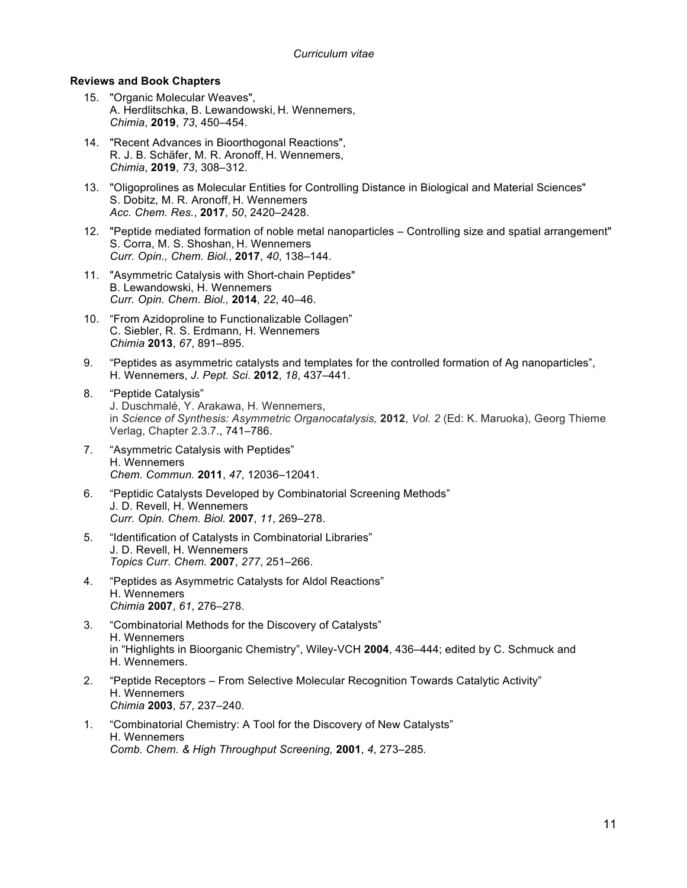**Reviews and Book Chapters**

15. "Organic Molecular Weaves",
    A. Herdlitschka, B. Lewandowski, H. Wennemers,
    *Chimia*, **2019**, *73*, 450–454.

14. "Recent Advances in Bioorthogonal Reactions",
    R. J. B. Schäfer, M. R. Aronoff, H. Wennemers,
    *Chimia*, **2019**, *73*, 308–312.

13. "Oligoprolines as Molecular Entities for Controlling Distance in Biological and Material Sciences"
    S. Dobitz, M. R. Aronoff, H. Wennemers
    *Acc. Chem. Res.*, **2017**, *50*, 2420–2428.

12. "Peptide mediated formation of noble metal nanoparticles – Controlling size and spatial arrangement"
    S. Corra, M. S. Shoshan, H. Wennemers
    *Curr. Opin., Chem. Biol.*, **2017**, *40*, 138–144.

11. "Asymmetric Catalysis with Short-chain Peptides"
    B. Lewandowski, H. Wennemers
    *Curr. Opin. Chem. Biol.,* **2014**, *22*, 40–46.

10. "From Azidoproline to Functionalizable Collagen"
    C. Siebler, R. S. Erdmann, H. Wennemers
    *Chimia* **2013**, *67*, 891–895.

9. "Peptides as asymmetric catalysts and templates for the controlled formation of Ag nanoparticles",
   H. Wennemers, *J. Pept. Sci*. **2012**, *18*, 437–441.

8. "Peptide Catalysis"
   J. Duschmalé, Y. Arakawa, H. Wennemers,
   in *Science of Synthesis: Asymmetric Organocatalysis,* **2012**, *Vol. 2* (Ed: K. Maruoka), Georg Thieme Verlag, Chapter 2.3.7., 741–786.

7. "Asymmetric Catalysis with Peptides"
   H. Wennemers
   *Chem. Commun.* **2011**, *47*, 12036–12041.

6. "Peptidic Catalysts Developed by Combinatorial Screening Methods"
   J. D. Revell, H. Wennemers
   *Curr. Opin. Chem. Biol.* **2007**, *11*, 269–278.

5. "Identification of Catalysts in Combinatorial Libraries"
   J. D. Revell, H. Wennemers
   *Topics Curr. Chem.* **2007**, *277*, 251–266.

4. "Peptides as Asymmetric Catalysts for Aldol Reactions"
   H. Wennemers
   *Chimia* **2007**, *61*, 276–278.

3. "Combinatorial Methods for the Discovery of Catalysts"
   H. Wennemers
   in "Highlights in Bioorganic Chemistry", Wiley-VCH **2004**, 436–444; edited by C. Schmuck and H. Wennemers.

2. "Peptide Receptors – From Selective Molecular Recognition Towards Catalytic Activity"
   H. Wennemers
   *Chimia* **2003**, *57*, 237–240.

1. "Combinatorial Chemistry: A Tool for the Discovery of New Catalysts"
   H. Wennemers
   *Comb. Chem. & High Throughput Screening,* **2001**, *4*, 273–285.